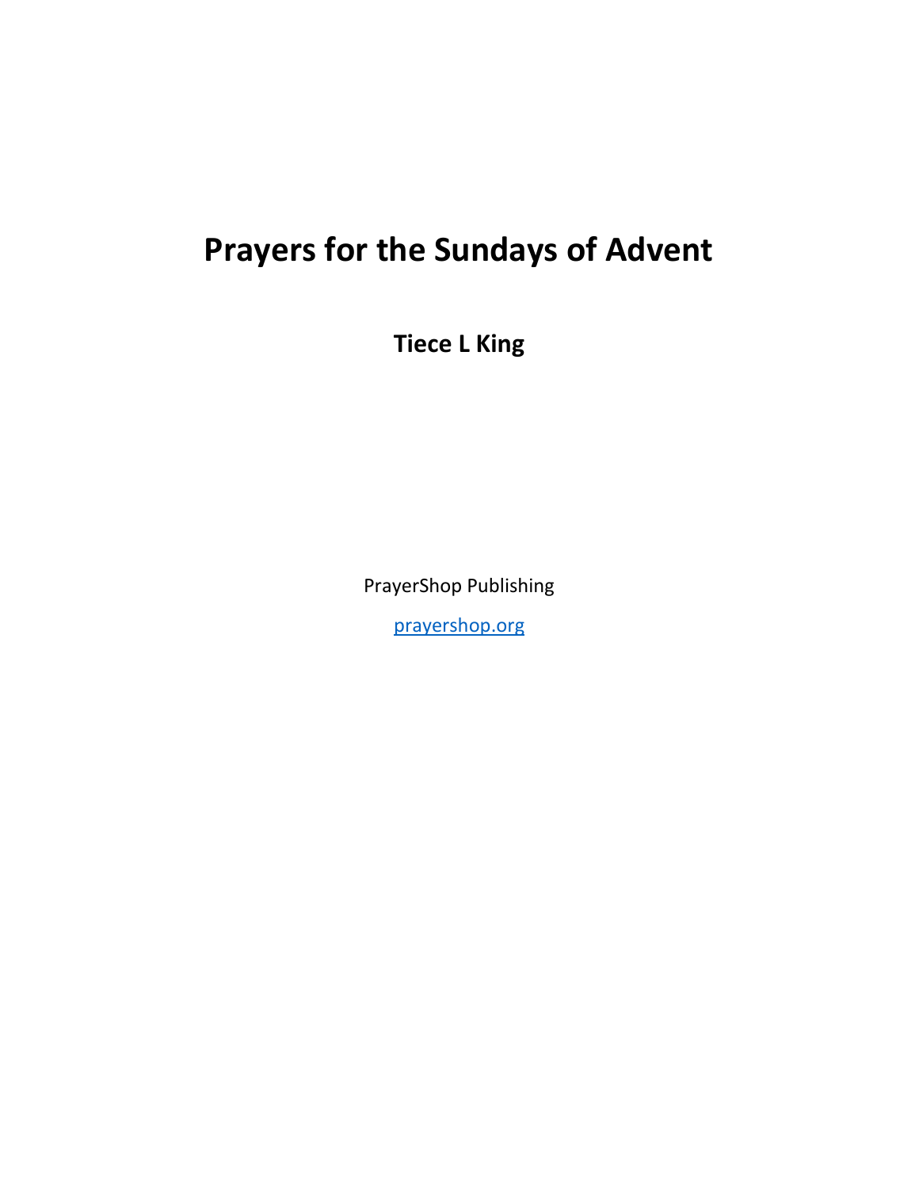# Prayers for the Sundays of Advent

**Tiece L King**

PrayerShop Publishing

[prayershop.org](prayershop.org)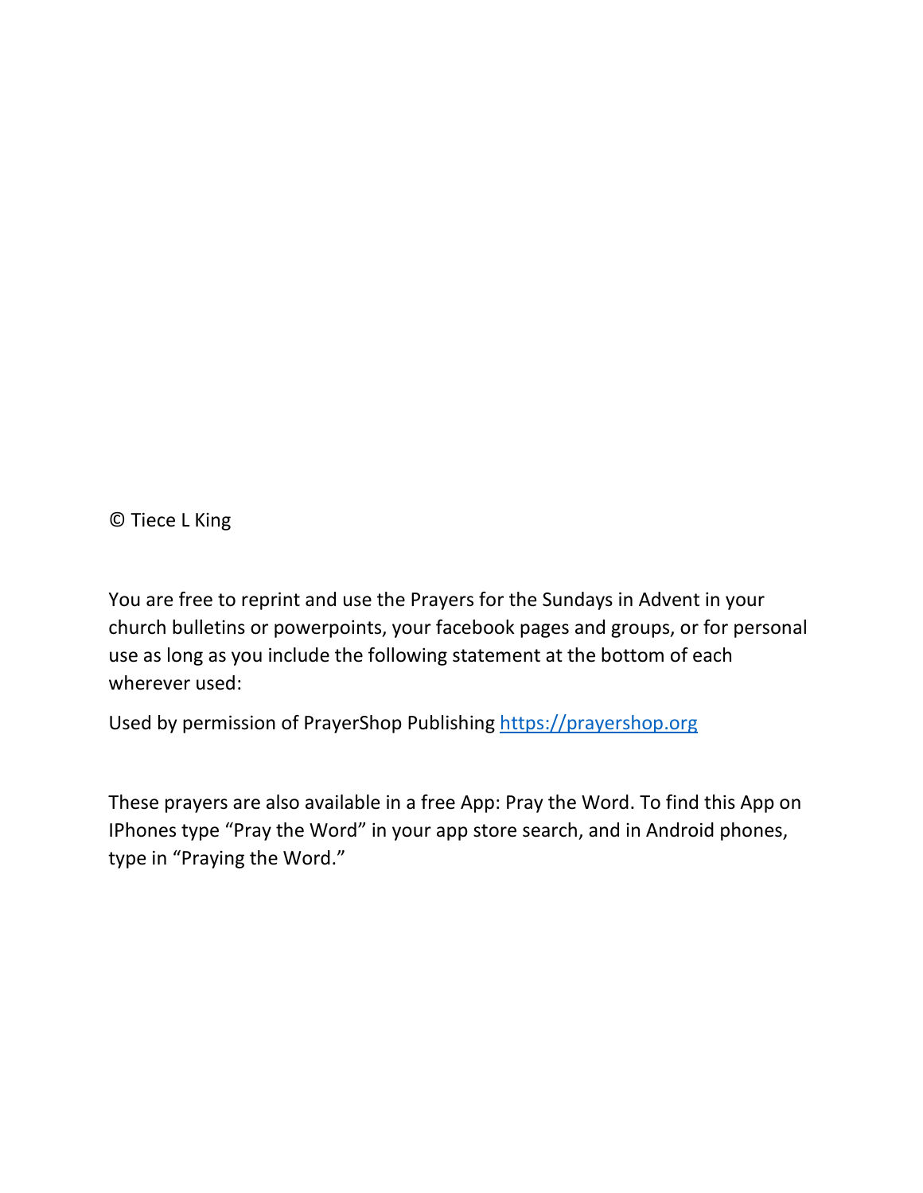© Tiece L King

You are free to reprint and use the Prayers for the Sundays in Advent in your church bulletins or powerpoints, your facebook pages and groups, or for personal use as long as you include the following statement at the bottom of each wherever used:

Used by permission of PrayerShop Publishing [https://prayershop.org](https://prayershop.org)

These prayers are also available in a free App: Pray the Word. To find this App on IPhones type "Pray the Word" in your app store search, and in Android phones, type in "Praying the Word."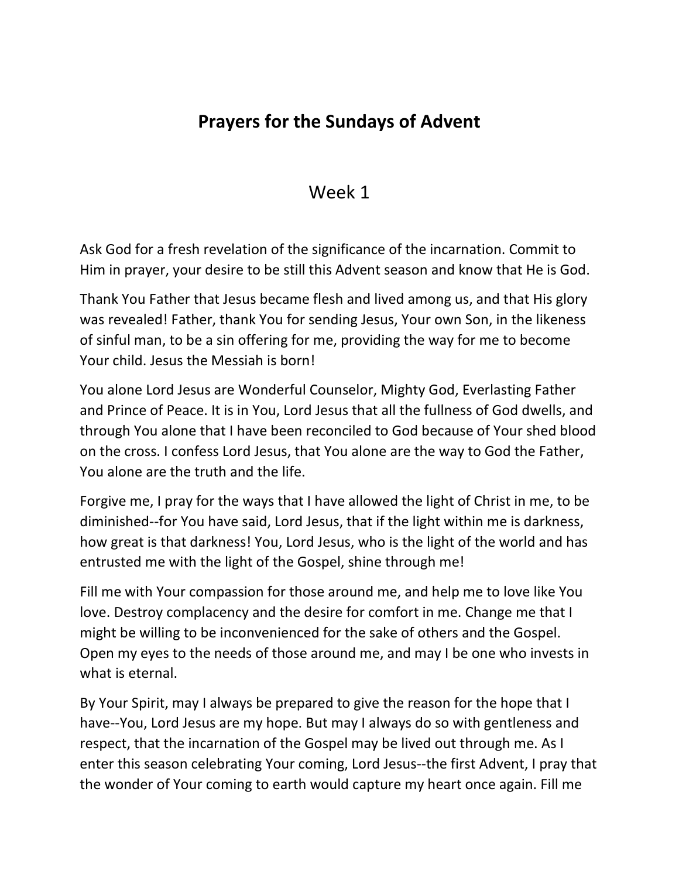# Prayers for the Sundays of Advent

## Week 1

Ask God for a fresh revelation of the significance of the incarnation. Commit to Him in prayer, your desire to be still this Advent season and know that He is God.

Thank You Father that Jesus became flesh and lived among us, and that His glory was revealed! Father, thank You for sending Jesus, Your own Son, in the likeness of sinful man, to be a sin offering for me, providing the way for me to become Your child. Jesus the Messiah is born!

You alone Lord Jesus are Wonderful Counselor, Mighty God, Everlasting Father and Prince of Peace. It is in You, Lord Jesus that all the fullness of God dwells, and through You alone that I have been reconciled to God because of Your shed blood on the cross. I confess Lord Jesus, that You alone are the way to God the Father, You alone are the truth and the life.

Forgive me, I pray for the ways that I have allowed the light of Christ in me, to be diminished--for You have said, Lord Jesus, that if the light within me is darkness, how great is that darkness! You, Lord Jesus, who is the light of the world and has entrusted me with the light of the Gospel, shine through me!

Fill me with Your compassion for those around me, and help me to love like You love. Destroy complacency and the desire for comfort in me. Change me that I might be willing to be inconvenienced for the sake of others and the Gospel. Open my eyes to the needs of those around me, and may I be one who invests in what is eternal.

By Your Spirit, may I always be prepared to give the reason for the hope that I have--You, Lord Jesus are my hope. But may I always do so with gentleness and respect, that the incarnation of the Gospel may be lived out through me. As I enter this season celebrating Your coming, Lord Jesus--the first Advent, I pray that the wonder of Your coming to earth would capture my heart once again. Fill me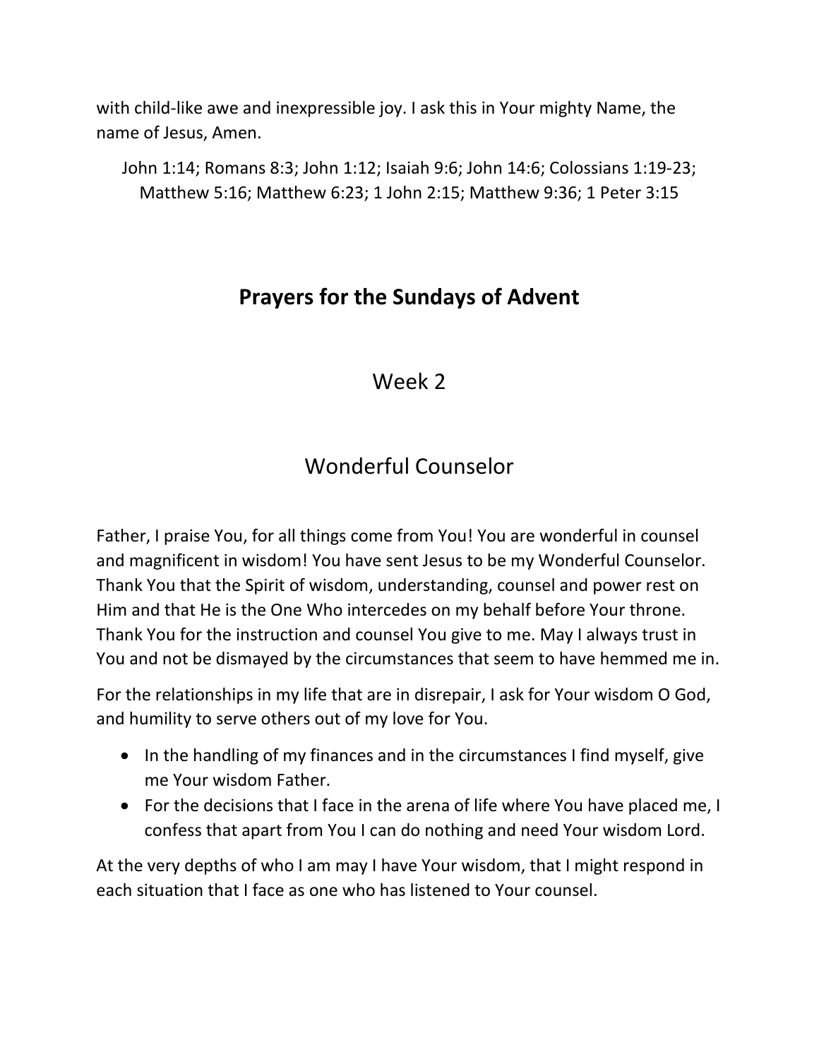with child-like awe and inexpressible joy. I ask this in Your mighty Name, the name of Jesus, Amen.

John 1:14; Romans 8:3; John 1:12; Isaiah 9:6; John 14:6; Colossians 1:19-23; Matthew 5:16; Matthew 6:23; 1 John 2:15; Matthew 9:36; 1 Peter 3:15

## Prayers for the Sundays of Advent

### Week 2

### Wonderful Counselor

Father, I praise You, for all things come from You! You are wonderful in counsel and magnificent in wisdom! You have sent Jesus to be my Wonderful Counselor. Thank You that the Spirit of wisdom, understanding, counsel and power rest on Him and that He is the One Who intercedes on my behalf before Your throne. Thank You for the instruction and counsel You give to me. May I always trust in You and not be dismayed by the circumstances that seem to have hemmed me in.

For the relationships in my life that are in disrepair, I ask for Your wisdom O God, and humility to serve others out of my love for You.

- In the handling of my finances and in the circumstances I find myself, give me Your wisdom Father.
- For the decisions that I face in the arena of life where You have placed me, I confess that apart from You I can do nothing and need Your wisdom Lord.

At the very depths of who I am may I have Your wisdom, that I might respond in each situation that I face as one who has listened to Your counsel.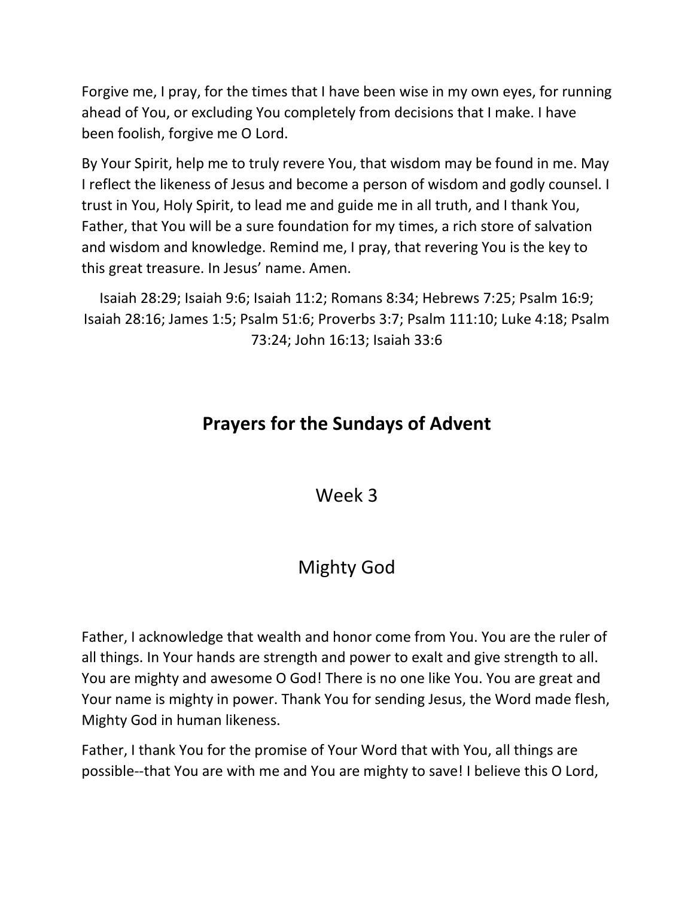Forgive me, I pray, for the times that I have been wise in my own eyes, for running ahead of You, or excluding You completely from decisions that I make. I have been foolish, forgive me O Lord.

By Your Spirit, help me to truly revere You, that wisdom may be found in me. May I reflect the likeness of Jesus and become a person of wisdom and godly counsel. I trust in You, Holy Spirit, to lead me and guide me in all truth, and I thank You, Father, that You will be a sure foundation for my times, a rich store of salvation and wisdom and knowledge. Remind me, I pray, that revering You is the key to this great treasure. In Jesus' name. Amen.

Isaiah 28:29; Isaiah 9:6; Isaiah 11:2; Romans 8:34; Hebrews 7:25; Psalm 16:9; Isaiah 28:16; James 1:5; Psalm 51:6; Proverbs 3:7; Psalm 111:10; Luke 4:18; Psalm 73:24; John 16:13; Isaiah 33:6

## Prayers for the Sundays of Advent

### Week 3

### Mighty God

Father, I acknowledge that wealth and honor come from You. You are the ruler of all things. In Your hands are strength and power to exalt and give strength to all. You are mighty and awesome O God! There is no one like You. You are great and Your name is mighty in power. Thank You for sending Jesus, the Word made flesh, Mighty God in human likeness.

Father, I thank You for the promise of Your Word that with You, all things are possible--that You are with me and You are mighty to save! I believe this O Lord,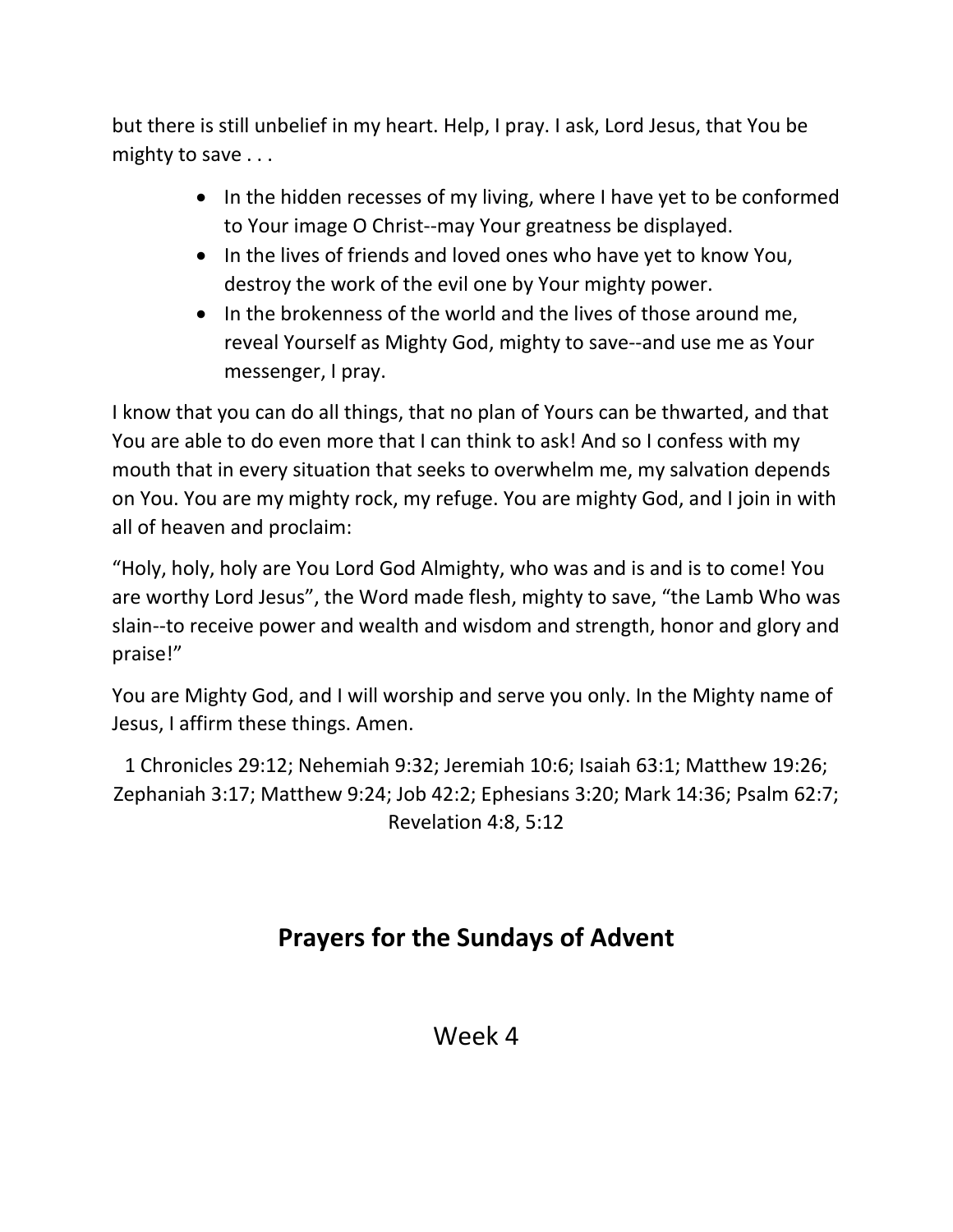but there is still unbelief in my heart. Help, I pray. I ask, Lord Jesus, that You be mighty to save . . .

- In the hidden recesses of my living, where I have yet to be conformed to Your image O Christ--may Your greatness be displayed.
- In the lives of friends and loved ones who have yet to know You, destroy the work of the evil one by Your mighty power.
- In the brokenness of the world and the lives of those around me, reveal Yourself as Mighty God, mighty to save--and use me as Your messenger, I pray.

I know that you can do all things, that no plan of Yours can be thwarted, and that You are able to do even more that I can think to ask! And so I confess with my mouth that in every situation that seeks to overwhelm me, my salvation depends on You. You are my mighty rock, my refuge. You are mighty God, and I join in with all of heaven and proclaim:

"Holy, holy, holy are You Lord God Almighty, who was and is and is to come! You are worthy Lord Jesus", the Word made flesh, mighty to save, "the Lamb Who was slain--to receive power and wealth and wisdom and strength, honor and glory and praise!"

You are Mighty God, and I will worship and serve you only. In the Mighty name of Jesus, I affirm these things. Amen.

1 Chronicles 29:12; Nehemiah 9:32; Jeremiah 10:6; Isaiah 63:1; Matthew 19:26; Zephaniah 3:17; Matthew 9:24; Job 42:2; Ephesians 3:20; Mark 14:36; Psalm 62:7; Revelation 4:8, 5:12

## Prayers for the Sundays of Advent

Week 4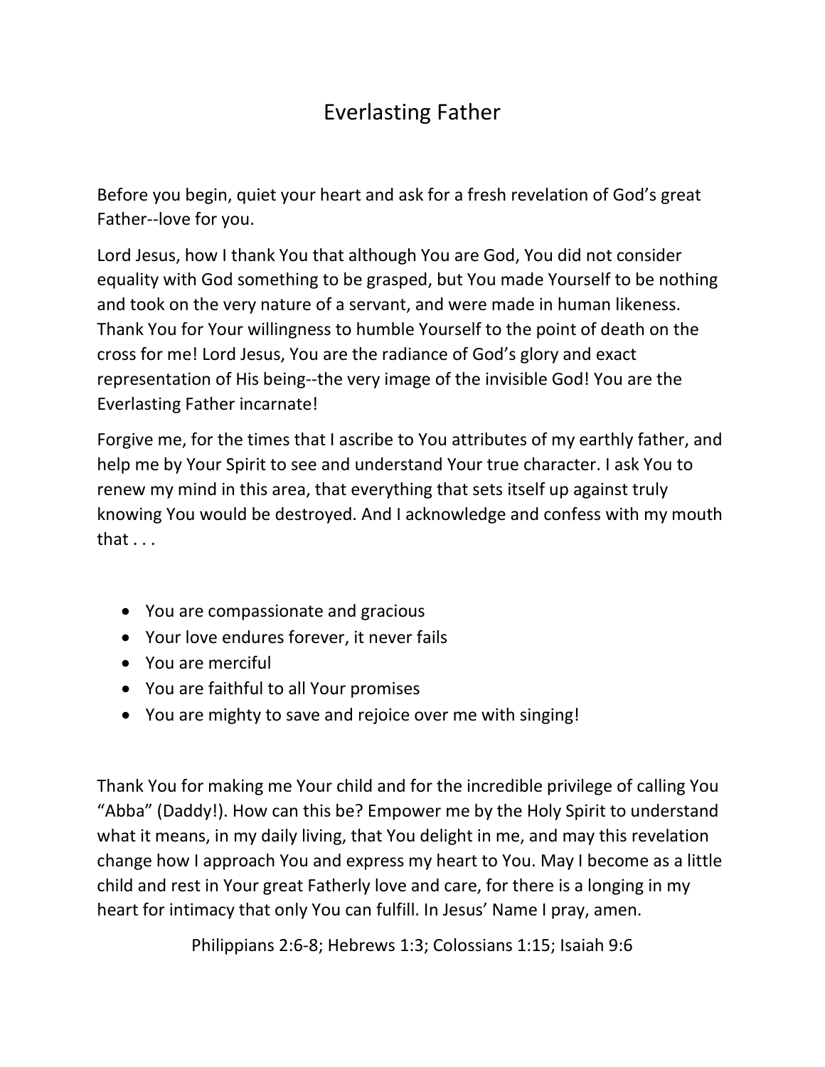# Everlasting Father

Before you begin, quiet your heart and ask for a fresh revelation of God's great Father--love for you.

Lord Jesus, how I thank You that although You are God, You did not consider equality with God something to be grasped, but You made Yourself to be nothing and took on the very nature of a servant, and were made in human likeness. Thank You for Your willingness to humble Yourself to the point of death on the cross for me! Lord Jesus, You are the radiance of God's glory and exact representation of His being--the very image of the invisible God! You are the Everlasting Father incarnate!

Forgive me, for the times that I ascribe to You attributes of my earthly father, and help me by Your Spirit to see and understand Your true character. I ask You to renew my mind in this area, that everything that sets itself up against truly knowing You would be destroyed. And I acknowledge and confess with my mouth that . . .

- You are compassionate and gracious
- Your love endures forever, it never fails
- You are merciful
- You are faithful to all Your promises
- You are mighty to save and rejoice over me with singing!

Thank You for making me Your child and for the incredible privilege of calling You "Abba" (Daddy!). How can this be? Empower me by the Holy Spirit to understand what it means, in my daily living, that You delight in me, and may this revelation change how I approach You and express my heart to You. May I become as a little child and rest in Your great Fatherly love and care, for there is a longing in my heart for intimacy that only You can fulfill. In Jesus' Name I pray, amen.

Philippians 2:6-8; Hebrews 1:3; Colossians 1:15; Isaiah 9:6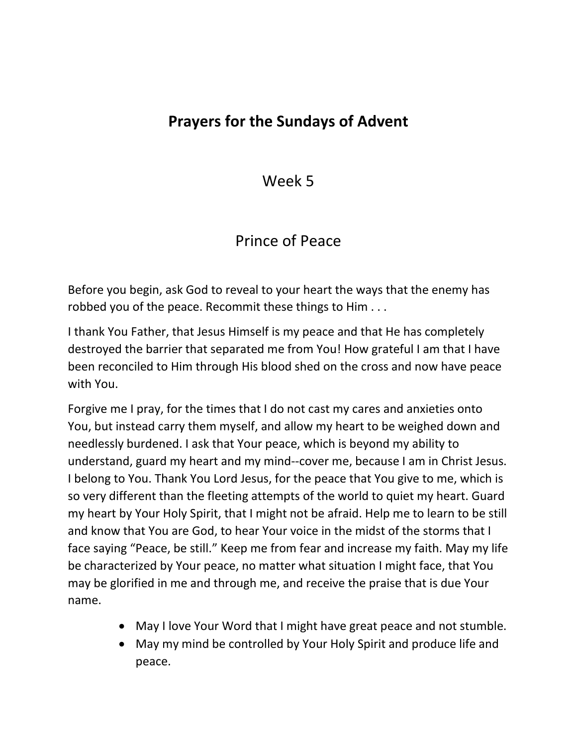# Prayers for the Sundays of Advent

## Week 5

## Prince of Peace

Before you begin, ask God to reveal to your heart the ways that the enemy has robbed you of the peace. Recommit these things to Him . . .

I thank You Father, that Jesus Himself is my peace and that He has completely destroyed the barrier that separated me from You! How grateful I am that I have been reconciled to Him through His blood shed on the cross and now have peace with You.

Forgive me I pray, for the times that I do not cast my cares and anxieties onto You, but instead carry them myself, and allow my heart to be weighed down and needlessly burdened. I ask that Your peace, which is beyond my ability to understand, guard my heart and my mind--cover me, because I am in Christ Jesus. I belong to You. Thank You Lord Jesus, for the peace that You give to me, which is so very different than the fleeting attempts of the world to quiet my heart. Guard my heart by Your Holy Spirit, that I might not be afraid. Help me to learn to be still and know that You are God, to hear Your voice in the midst of the storms that I face saying "Peace, be still." Keep me from fear and increase my faith. May my life be characterized by Your peace, no matter what situation I might face, that You may be glorified in me and through me, and receive the praise that is due Your name.

- May I love Your Word that I might have great peace and not stumble.
- May my mind be controlled by Your Holy Spirit and produce life and peace.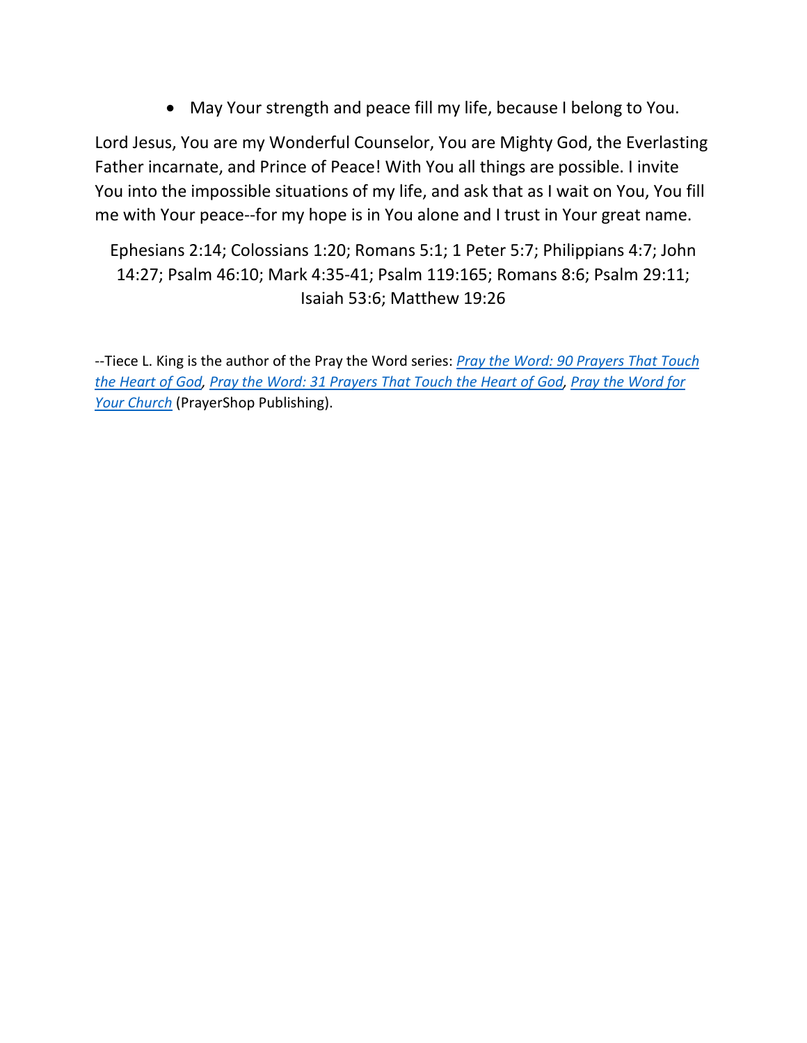- May Your strength and peace fill my life, because I belong to You.

Lord Jesus, You are my Wonderful Counselor, You are Mighty God, the Everlasting Father incarnate, and Prince of Peace! With You all things are possible. I invite You into the impossible situations of my life, and ask that as I wait on You, You fill me with Your peace--for my hope is in You alone and I trust in Your great name.

Ephesians 2:14; Colossians 1:20; Romans 5:1; 1 Peter 5:7; Philippians 4:7; John 14:27; Psalm 46:10; Mark 4:35-41; Psalm 119:165; Romans 8:6; Psalm 29:11; Isaiah 53:6; Matthew 19:26

--Tiece L. King is the author of the Pray the Word series: *Pray the Word: 90 Prayers That Touch the Heart of God*, *Pray the Word: 31 Prayers That Touch the Heart of God*, *Pray the Word for Your Church* (PrayerShop Publishing).